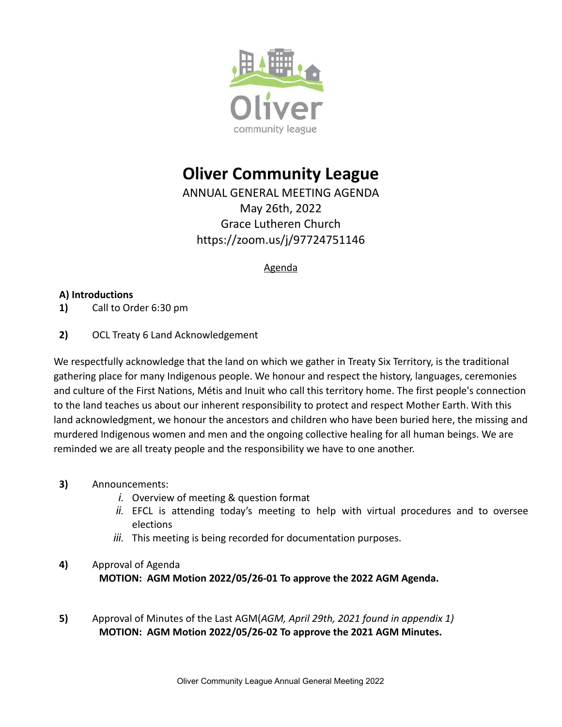# Oliver Community League

ANNUAL GENERAL MEETING AGENDA
May 26th, 2022
Grace Lutheren Church
https://zoom.us/j/97724751146

Agenda

**A) Introductions**

**1)** Call to Order 6:30 pm

**2)** OCL Treaty 6 Land Acknowledgement

We respectfully acknowledge that the land on which we gather in Treaty Six Territory, is the traditional gathering place for many Indigenous people. We honour and respect the history, languages, ceremonies and culture of the First Nations, Métis and Inuit who call this territory home. The first people's connection to the land teaches us about our inherent responsibility to protect and respect Mother Earth. With this land acknowledgment, we honour the ancestors and children who have been buried here, the missing and murdered Indigenous women and men and the ongoing collective healing for all human beings. We are reminded we are all treaty people and the responsibility we have to one another.

**3)** Announcements:

*i.* Overview of meeting & question format
*ii.* EFCL is attending today's meeting to help with virtual procedures and to oversee elections
*iii.* This meeting is being recorded for documentation purposes.

**4)** Approval of Agenda
**MOTION: AGM Motion 2022/05/26-01 To approve the 2022 AGM Agenda.**

**5)** Approval of Minutes of the Last AGM(*AGM, April 29th, 2021 found in appendix 1)*
**MOTION: AGM Motion 2022/05/26-02 To approve the 2021 AGM Minutes.**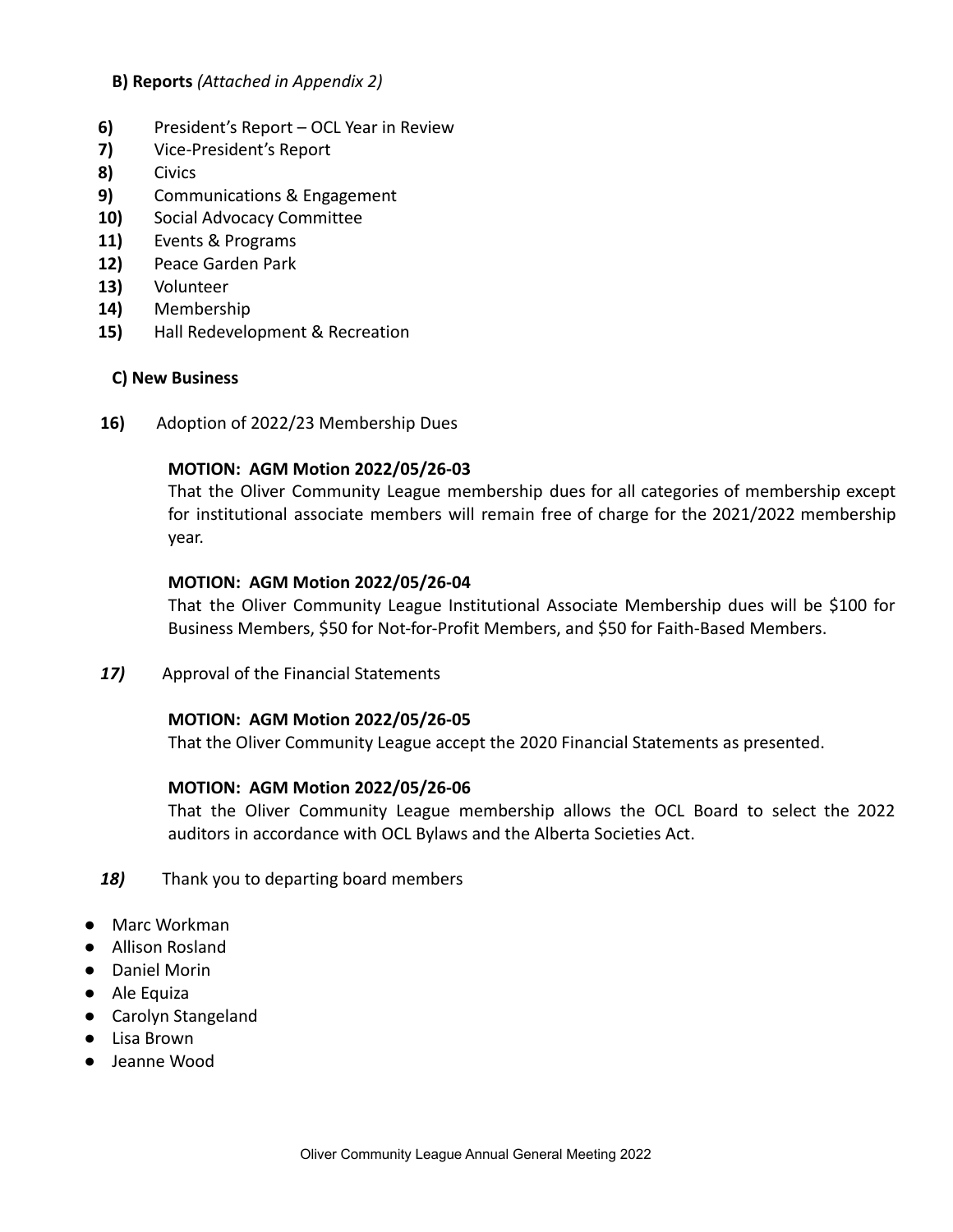**B) Reports** *(Attached in Appendix 2)*

**6)** President's Report – OCL Year in Review
**7)** Vice-President's Report
**8)** Civics
**9)** Communications & Engagement
**10)** Social Advocacy Committee
**11)** Events & Programs
**12)** Peace Garden Park
**13)** Volunteer
**14)** Membership
**15)** Hall Redevelopment & Recreation

**C) New Business**

**16)** Adoption of 2022/23 Membership Dues

**MOTION: AGM Motion 2022/05/26-03**
That the Oliver Community League membership dues for all categories of membership except for institutional associate members will remain free of charge for the 2021/2022 membership year.

**MOTION: AGM Motion 2022/05/26-04**
That the Oliver Community League Institutional Associate Membership dues will be $100 for Business Members, $50 for Not-for-Profit Members, and $50 for Faith-Based Members.

***17)*** Approval of the Financial Statements

**MOTION: AGM Motion 2022/05/26-05**
That the Oliver Community League accept the 2020 Financial Statements as presented.

**MOTION: AGM Motion 2022/05/26-06**
That the Oliver Community League membership allows the OCL Board to select the 2022 auditors in accordance with OCL Bylaws and the Alberta Societies Act.

***18)*** Thank you to departing board members

- Marc Workman
- Allison Rosland
- Daniel Morin
- Ale Equiza
- Carolyn Stangeland
- Lisa Brown
- Jeanne Wood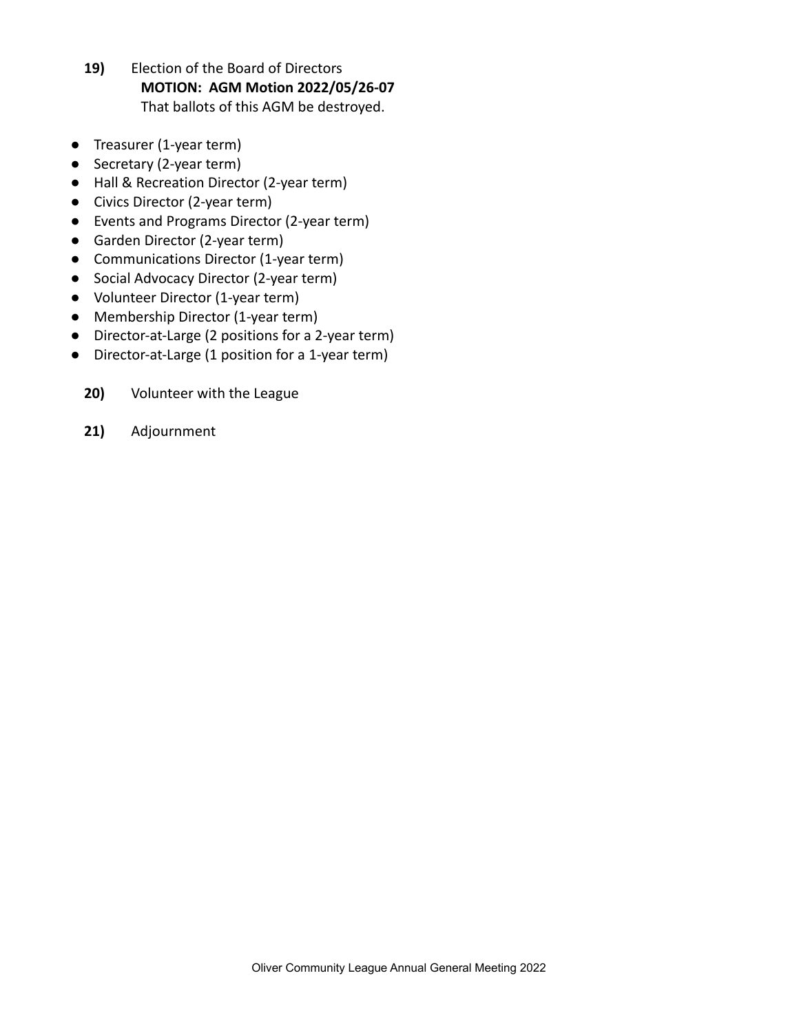**19)** Election of the Board of Directors

**MOTION: AGM Motion 2022/05/26-07**
That ballots of this AGM be destroyed.

- Treasurer (1-year term)
- Secretary (2-year term)
- Hall & Recreation Director (2-year term)
- Civics Director (2-year term)
- Events and Programs Director (2-year term)
- Garden Director (2-year term)
- Communications Director (1-year term)
- Social Advocacy Director (2-year term)
- Volunteer Director (1-year term)
- Membership Director (1-year term)
- Director-at-Large (2 positions for a 2-year term)
- Director-at-Large (1 position for a 1-year term)

**20)** Volunteer with the League

**21)** Adjournment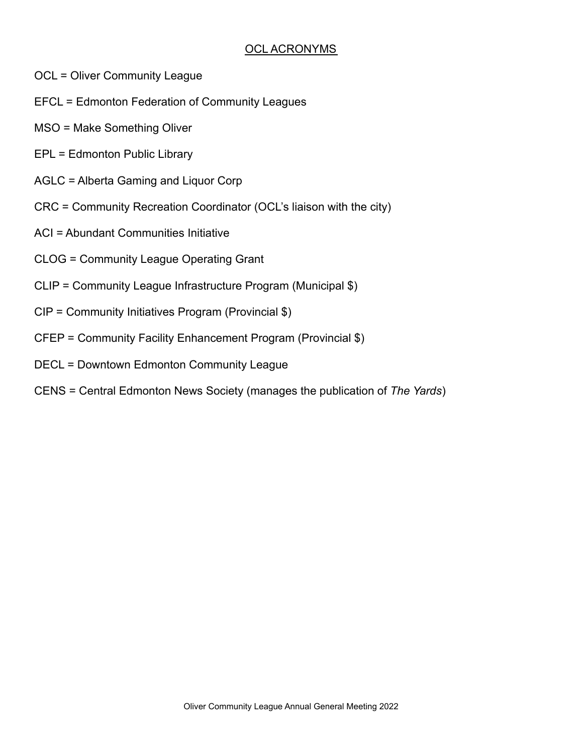## OCL ACRONYMS

OCL = Oliver Community League

EFCL = Edmonton Federation of Community Leagues

MSO = Make Something Oliver

EPL = Edmonton Public Library

AGLC = Alberta Gaming and Liquor Corp

CRC = Community Recreation Coordinator (OCL's liaison with the city)

ACI = Abundant Communities Initiative

CLOG = Community League Operating Grant

CLIP = Community League Infrastructure Program (Municipal $)

CIP = Community Initiatives Program (Provincial $)

CFEP = Community Facility Enhancement Program (Provincial $)

DECL = Downtown Edmonton Community League

CENS = Central Edmonton News Society (manages the publication of *The Yards*)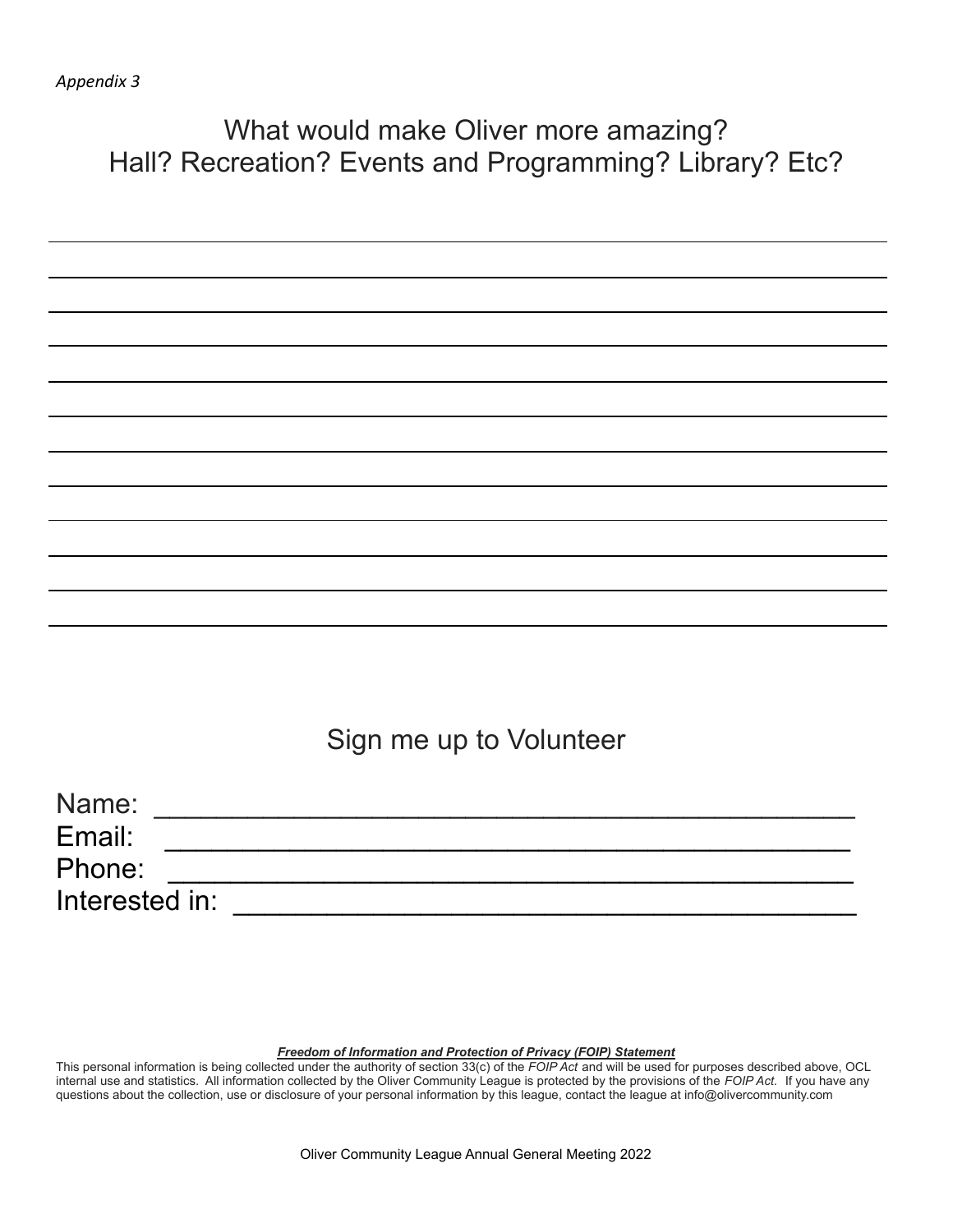*Appendix 3*

# What would make Oliver more amazing?
# Hall? Recreation? Events and Programming? Library? Etc?

________________________________________________________________________________

________________________________________________________________________________

________________________________________________________________________________

________________________________________________________________________________

________________________________________________________________________________

________________________________________________________________________________

________________________________________________________________________________

________________________________________________________________________________

________________________________________________________________________________

________________________________________________________________________________

________________________________________________________________________________

________________________________________________________________________________

## Sign me up to Volunteer

Name: ____________________________________________

Email: ____________________________________________

Phone: ____________________________________________

Interested in: ______________________________________

***Freedom of Information and Protection of Privacy (FOIP) Statement***

This personal information is being collected under the authority of section 33(c) of the *FOIP Act* and will be used for purposes described above, OCL internal use and statistics. All information collected by the Oliver Community League is protected by the provisions of the *FOIP Act*. If you have any questions about the collection, use or disclosure of your personal information by this league, contact the league at info@olivercommunity.com

Oliver Community League Annual General Meeting 2022